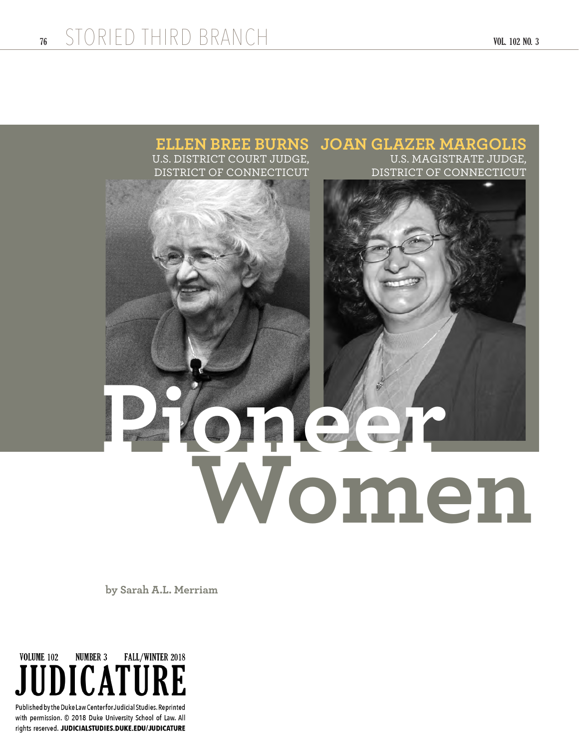# Pioneer Women

**ELLEN BREE BURNS**
U.S. DISTRICT COURT JUDGE,
DISTRICT OF CONNECTICUT

**JOAN GLAZER MARGOLIS**
U.S. MAGISTRATE JUDGE,
DISTRICT OF CONNECTICUT

**by Sarah A.L. Merriam**

VOLUME 102 NUMBER 3 FALL/WINTER 2018
JUDICATURE

Published by the Duke Law Center for Judicial Studies. Reprinted with permission. © 2018 Duke University School of Law. All rights reserved. **JUDICIALSTUDIES.DUKE.EDU/JUDICATURE**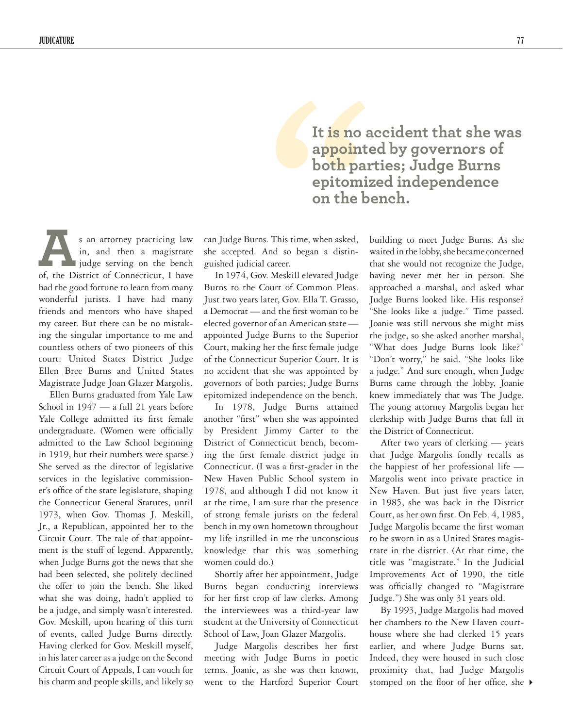> **It is no accident that she was appointed by governors of both parties; Judge Burns epitomized independence on the bench.**

As an attorney practicing law in, and then a magistrate judge serving on the bench of, the District of Connecticut, I have had the good fortune to learn from many wonderful jurists. I have had many friends and mentors who have shaped my career. But there can be no mistaking the singular importance to me and countless others of two pioneers of this court: United States District Judge Ellen Bree Burns and United States Magistrate Judge Joan Glazer Margolis.

Ellen Burns graduated from Yale Law School in 1947 — a full 21 years before Yale College admitted its first female undergraduate. (Women were officially admitted to the Law School beginning in 1919, but their numbers were sparse.) She served as the director of legislative services in the legislative commissioner's office of the state legislature, shaping the Connecticut General Statutes, until 1973, when Gov. Thomas J. Meskill, Jr., a Republican, appointed her to the Circuit Court. The tale of that appointment is the stuff of legend. Apparently, when Judge Burns got the news that she had been selected, she politely declined the offer to join the bench. She liked what she was doing, hadn't applied to be a judge, and simply wasn't interested. Gov. Meskill, upon hearing of this turn of events, called Judge Burns directly. Having clerked for Gov. Meskill myself, in his later career as a judge on the Second Circuit Court of Appeals, I can vouch for his charm and people skills, and likely so can Judge Burns. This time, when asked, she accepted. And so began a distinguished judicial career.

In 1974, Gov. Meskill elevated Judge Burns to the Court of Common Pleas. Just two years later, Gov. Ella T. Grasso, a Democrat — and the first woman to be elected governor of an American state — appointed Judge Burns to the Superior Court, making her the first female judge of the Connecticut Superior Court. It is no accident that she was appointed by governors of both parties; Judge Burns epitomized independence on the bench.

In 1978, Judge Burns attained another "first" when she was appointed by President Jimmy Carter to the District of Connecticut bench, becoming the first female district judge in Connecticut. (I was a first-grader in the New Haven Public School system in 1978, and although I did not know it at the time, I am sure that the presence of strong female jurists on the federal bench in my own hometown throughout my life instilled in me the unconscious knowledge that this was something women could do.)

Shortly after her appointment, Judge Burns began conducting interviews for her first crop of law clerks. Among the interviewees was a third-year law student at the University of Connecticut School of Law, Joan Glazer Margolis.

Judge Margolis describes her first meeting with Judge Burns in poetic terms. Joanie, as she was then known, went to the Hartford Superior Court building to meet Judge Burns. As she waited in the lobby, she became concerned that she would not recognize the Judge, having never met her in person. She approached a marshal, and asked what Judge Burns looked like. His response? "She looks like a judge." Time passed. Joanie was still nervous she might miss the judge, so she asked another marshal, "What does Judge Burns look like?" "Don't worry," he said. "She looks like a judge." And sure enough, when Judge Burns came through the lobby, Joanie knew immediately that was The Judge. The young attorney Margolis began her clerkship with Judge Burns that fall in the District of Connecticut.

After two years of clerking — years that Judge Margolis fondly recalls as the happiest of her professional life — Margolis went into private practice in New Haven. But just five years later, in 1985, she was back in the District Court, as her own first. On Feb. 4, 1985, Judge Margolis became the first woman to be sworn in as a United States magistrate in the district. (At that time, the title was "magistrate." In the Judicial Improvements Act of 1990, the title was officially changed to "Magistrate Judge.") She was only 31 years old.

By 1993, Judge Margolis had moved her chambers to the New Haven courthouse where she had clerked 15 years earlier, and where Judge Burns sat. Indeed, they were housed in such close proximity that, had Judge Margolis stomped on the floor of her office, she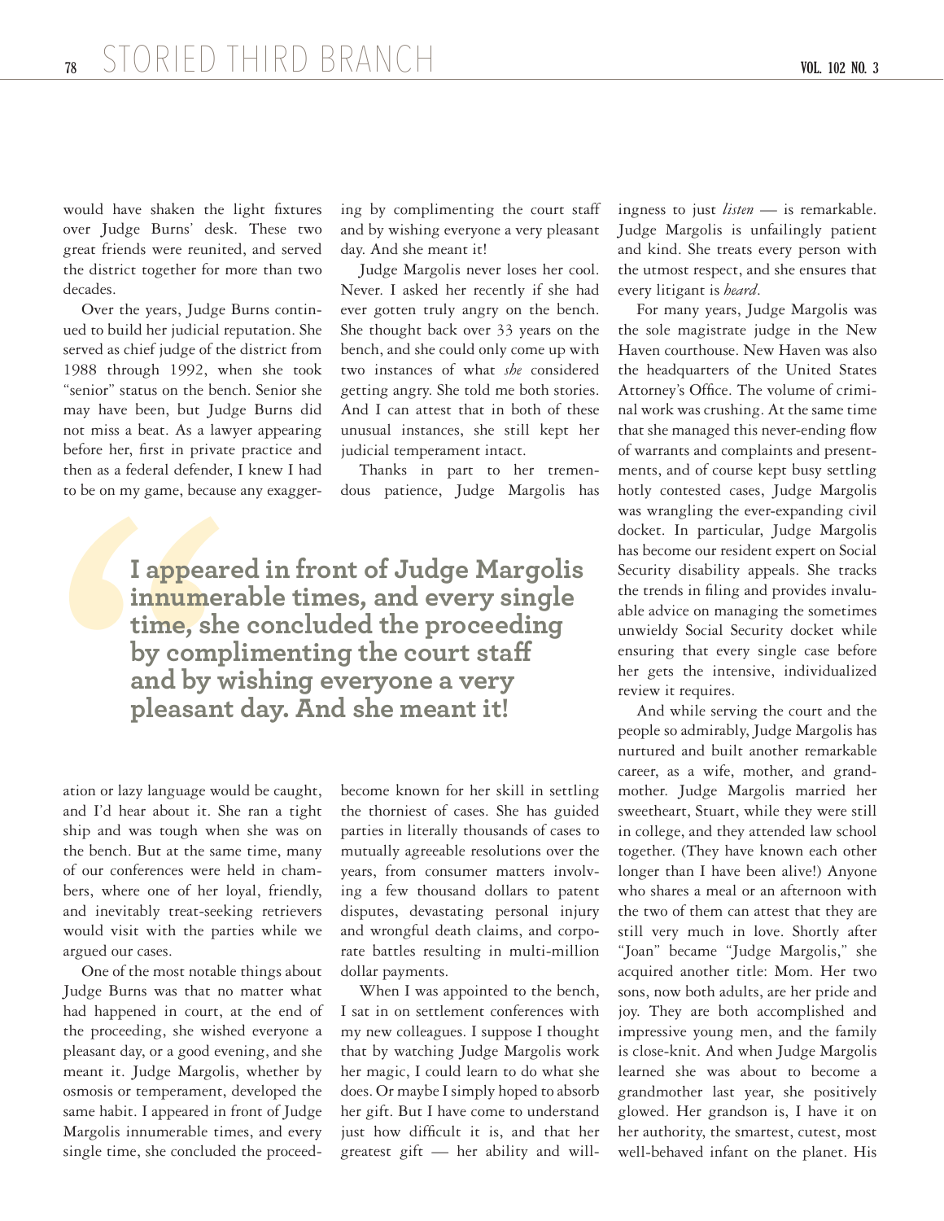would have shaken the light fixtures over Judge Burns' desk. These two great friends were reunited, and served the district together for more than two decades.

Over the years, Judge Burns continued to build her judicial reputation. She served as chief judge of the district from 1988 through 1992, when she took "senior" status on the bench. Senior she may have been, but Judge Burns did not miss a beat. As a lawyer appearing before her, first in private practice and then as a federal defender, I knew I had to be on my game, because any exaggeration or lazy language would be caught, and I'd hear about it. She ran a tight ship and was tough when she was on the bench. But at the same time, many of our conferences were held in chambers, where one of her loyal, friendly, and inevitably treat-seeking retrievers would visit with the parties while we argued our cases.

One of the most notable things about Judge Burns was that no matter what had happened in court, at the end of the proceeding, she wished everyone a pleasant day, or a good evening, and she meant it. Judge Margolis, whether by osmosis or temperament, developed the same habit. I appeared in front of Judge Margolis innumerable times, and every single time, she concluded the proceeding by complimenting the court staff and by wishing everyone a very pleasant day. And she meant it!

Judge Margolis never loses her cool. Never. I asked her recently if she had ever gotten truly angry on the bench. She thought back over 33 years on the bench, and she could only come up with two instances of what *she* considered getting angry. She told me both stories. And I can attest that in both of these unusual instances, she still kept her judicial temperament intact.

**I appeared in front of Judge Margolis innumerable times, and every single time, she concluded the proceeding by complimenting the court staff and by wishing everyone a very pleasant day. And she meant it!**

Thanks in part to her tremendous patience, Judge Margolis has become known for her skill in settling the thorniest of cases. She has guided parties in literally thousands of cases to mutually agreeable resolutions over the years, from consumer matters involving a few thousand dollars to patent disputes, devastating personal injury and wrongful death claims, and corporate battles resulting in multi-million dollar payments.

When I was appointed to the bench, I sat in on settlement conferences with my new colleagues. I suppose I thought that by watching Judge Margolis work her magic, I could learn to do what she does. Or maybe I simply hoped to absorb her gift. But I have come to understand just how difficult it is, and that her greatest gift — her ability and willingness to just *listen* — is remarkable. Judge Margolis is unfailingly patient and kind. She treats every person with the utmost respect, and she ensures that every litigant is *heard*.

For many years, Judge Margolis was the sole magistrate judge in the New Haven courthouse. New Haven was also the headquarters of the United States Attorney's Office. The volume of criminal work was crushing. At the same time that she managed this never-ending flow of warrants and complaints and presentments, and of course kept busy settling hotly contested cases, Judge Margolis was wrangling the ever-expanding civil docket. In particular, Judge Margolis has become our resident expert on Social Security disability appeals. She tracks the trends in filing and provides invaluable advice on managing the sometimes unwieldy Social Security docket while ensuring that every single case before her gets the intensive, individualized review it requires.

And while serving the court and the people so admirably, Judge Margolis has nurtured and built another remarkable career, as a wife, mother, and grandmother. Judge Margolis married her sweetheart, Stuart, while they were still in college, and they attended law school together. (They have known each other longer than I have been alive!) Anyone who shares a meal or an afternoon with the two of them can attest that they are still very much in love. Shortly after "Joan" became "Judge Margolis," she acquired another title: Mom. Her two sons, now both adults, are her pride and joy. They are both accomplished and impressive young men, and the family is close-knit. And when Judge Margolis learned she was about to become a grandmother last year, she positively glowed. Her grandson is, I have it on her authority, the smartest, cutest, most well-behaved infant on the planet. His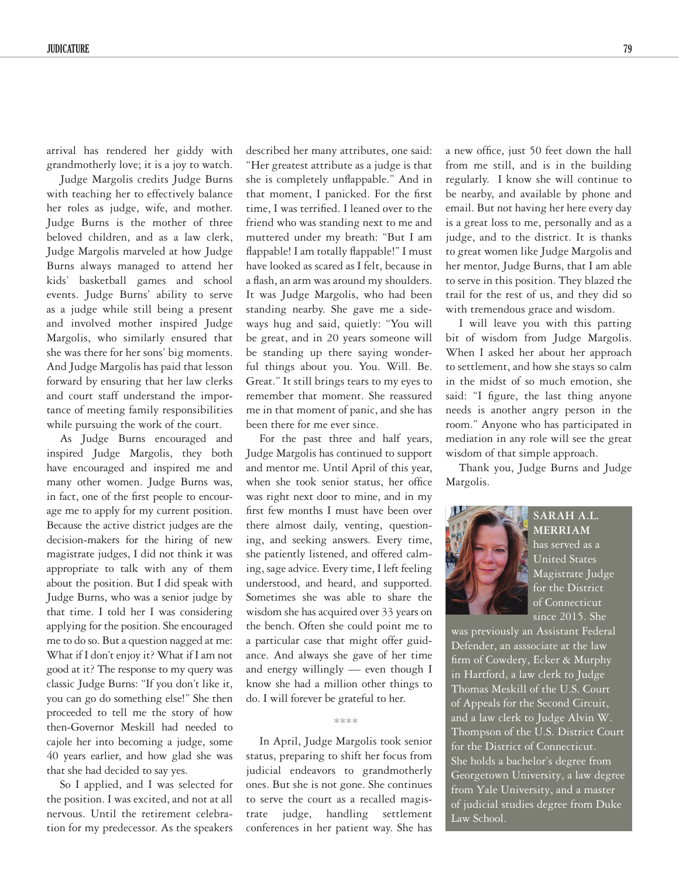arrival has rendered her giddy with grandmotherly love; it is a joy to watch.

Judge Margolis credits Judge Burns with teaching her to effectively balance her roles as judge, wife, and mother. Judge Burns is the mother of three beloved children, and as a law clerk, Judge Margolis marveled at how Judge Burns always managed to attend her kids' basketball games and school events. Judge Burns' ability to serve as a judge while still being a present and involved mother inspired Judge Margolis, who similarly ensured that she was there for her sons' big moments. And Judge Margolis has paid that lesson forward by ensuring that her law clerks and court staff understand the importance of meeting family responsibilities while pursuing the work of the court.

As Judge Burns encouraged and inspired Judge Margolis, they both have encouraged and inspired me and many other women. Judge Burns was, in fact, one of the first people to encourage me to apply for my current position. Because the active district judges are the decision-makers for the hiring of new magistrate judges, I did not think it was appropriate to talk with any of them about the position. But I did speak with Judge Burns, who was a senior judge by that time. I told her I was considering applying for the position. She encouraged me to do so. But a question nagged at me: What if I don't enjoy it? What if I am not good at it? The response to my query was classic Judge Burns: "If you don't like it, you can go do something else!" She then proceeded to tell me the story of how then-Governor Meskill had needed to cajole her into becoming a judge, some 40 years earlier, and how glad she was that she had decided to say yes.

So I applied, and I was selected for the position. I was excited, and not at all nervous. Until the retirement celebration for my predecessor. As the speakers described her many attributes, one said: "Her greatest attribute as a judge is that she is completely unflappable." And in that moment, I panicked. For the first time, I was terrified. I leaned over to the friend who was standing next to me and muttered under my breath: "But I am flappable! I am totally flappable!" I must have looked as scared as I felt, because in a flash, an arm was around my shoulders. It was Judge Margolis, who had been standing nearby. She gave me a sideways hug and said, quietly: "You will be great, and in 20 years someone will be standing up there saying wonderful things about you. You. Will. Be. Great." It still brings tears to my eyes to remember that moment. She reassured me in that moment of panic, and she has been there for me ever since.

For the past three and half years, Judge Margolis has continued to support and mentor me. Until April of this year, when she took senior status, her office was right next door to mine, and in my first few months I must have been over there almost daily, venting, questioning, and seeking answers. Every time, she patiently listened, and offered calming, sage advice. Every time, I left feeling understood, and heard, and supported. Sometimes she was able to share the wisdom she has acquired over 33 years on the bench. Often she could point me to a particular case that might offer guidance. And always she gave of her time and energy willingly — even though I know she had a million other things to do. I will forever be grateful to her.

\*\*\*\*

In April, Judge Margolis took senior status, preparing to shift her focus from judicial endeavors to grandmotherly ones. But she is not gone. She continues to serve the court as a recalled magistrate judge, handling settlement conferences in her patient way. She has a new office, just 50 feet down the hall from me still, and is in the building regularly. I know she will continue to be nearby, and available by phone and email. But not having her here every day is a great loss to me, personally and as a judge, and to the district. It is thanks to great women like Judge Margolis and her mentor, Judge Burns, that I am able to serve in this position. They blazed the trail for the rest of us, and they did so with tremendous grace and wisdom.

I will leave you with this parting bit of wisdom from Judge Margolis. When I asked her about her approach to settlement, and how she stays so calm in the midst of so much emotion, she said: "I figure, the last thing anyone needs is another angry person in the room." Anyone who has participated in mediation in any role will see the great wisdom of that simple approach.

Thank you, Judge Burns and Judge Margolis.

**SARAH A.L. MERRIAM** has served as a United States Magistrate Judge for the District of Connecticut since 2015. She was previously an Assistant Federal Defender, an asssociate at the law firm of Cowdery, Ecker & Murphy in Hartford, a law clerk to Judge Thomas Meskill of the U.S. Court of Appeals for the Second Circuit, and a law clerk to Judge Alvin W. Thompson of the U.S. District Court for the District of Connecticut. She holds a bachelor's degree from Georgetown University, a law degree from Yale University, and a master of judicial studies degree from Duke Law School.